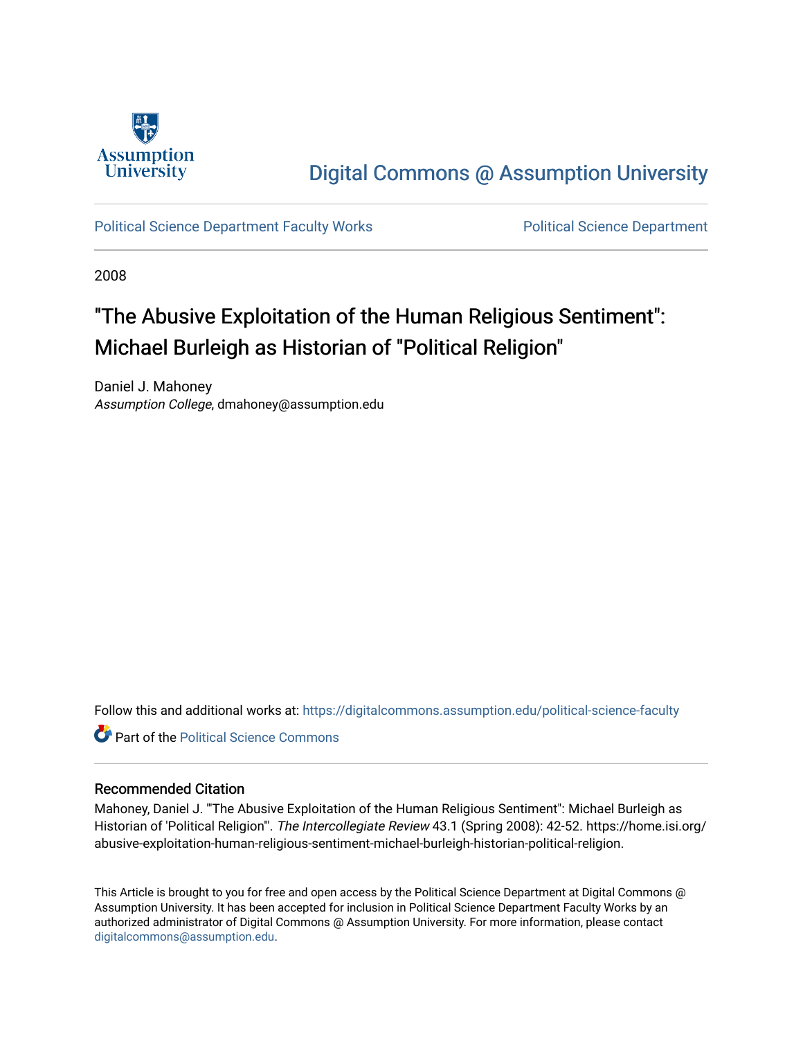Digital Commons @ Assumption University

Political Science Department Faculty Works

Political Science Department

2008

# "The Abusive Exploitation of the Human Religious Sentiment": Michael Burleigh as Historian of "Political Religion"

Daniel J. Mahoney
*Assumption College*, dmahoney@assumption.edu

Follow this and additional works at: https://digitalcommons.assumption.edu/political-science-faculty

Part of the Political Science Commons

## Recommended Citation

Mahoney, Daniel J. "'The Abusive Exploitation of the Human Religious Sentiment": Michael Burleigh as Historian of 'Political Religion'". *The Intercollegiate Review* 43.1 (Spring 2008): 42-52. https://home.isi.org/abusive-exploitation-human-religious-sentiment-michael-burleigh-historian-political-religion.

This Article is brought to you for free and open access by the Political Science Department at Digital Commons @ Assumption University. It has been accepted for inclusion in Political Science Department Faculty Works by an authorized administrator of Digital Commons @ Assumption University. For more information, please contact digitalcommons@assumption.edu.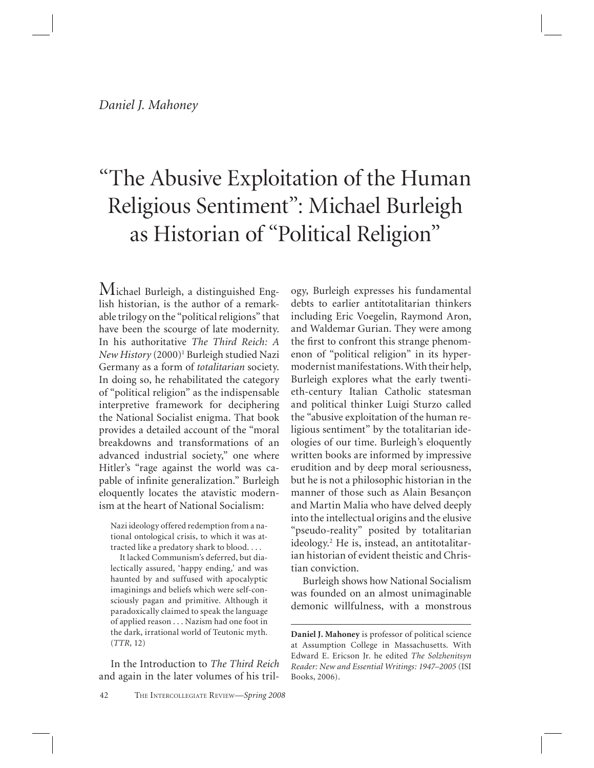*Daniel J. Mahoney*

# "The Abusive Exploitation of the Human Religious Sentiment": Michael Burleigh as Historian of "Political Religion"

Michael Burleigh, a distinguished English historian, is the author of a remarkable trilogy on the "political religions" that have been the scourge of late modernity. In his authoritative *The Third Reich: A New History* (2000)[1] Burleigh studied Nazi Germany as a form of *totalitarian* society. In doing so, he rehabilitated the category of "political religion" as the indispensable interpretive framework for deciphering the National Socialist enigma. That book provides a detailed account of the "moral breakdowns and transformations of an advanced industrial society," one where Hitler's "rage against the world was capable of infinite generalization." Burleigh eloquently locates the atavistic modernism at the heart of National Socialism:

> Nazi ideology offered redemption from a national ontological crisis, to which it was attracted like a predatory shark to blood. . . .
>
> It lacked Communism's deferred, but dialectically assured, 'happy ending,' and was haunted by and suffused with apocalyptic imaginings and beliefs which were self-consciously pagan and primitive. Although it paradoxically claimed to speak the language of applied reason . . . Nazism had one foot in the dark, irrational world of Teutonic myth. (*TTR*, 12)

In the Introduction to *The Third Reich* and again in the later volumes of his trilogy, Burleigh expresses his fundamental debts to earlier antitotalitarian thinkers including Eric Voegelin, Raymond Aron, and Waldemar Gurian. They were among the first to confront this strange phenomenon of "political religion" in its hypermodernist manifestations. With their help, Burleigh explores what the early twentieth-century Italian Catholic statesman and political thinker Luigi Sturzo called the "abusive exploitation of the human religious sentiment" by the totalitarian ideologies of our time. Burleigh's eloquently written books are informed by impressive erudition and by deep moral seriousness, but he is not a philosophic historian in the manner of those such as Alain Besançon and Martin Malia who have delved deeply into the intellectual origins and the elusive "pseudo-reality" posited by totalitarian ideology.[2] He is, instead, an antitotalitarian historian of evident theistic and Christian conviction.

Burleigh shows how National Socialism was founded on an almost unimaginable demonic willfulness, with a monstrous

---

**Daniel J. Mahoney** is professor of political science at Assumption College in Massachusetts. With Edward E. Ericson Jr. he edited *The Solzhenitsyn Reader: New and Essential Writings: 1947–2005* (ISI Books, 2006).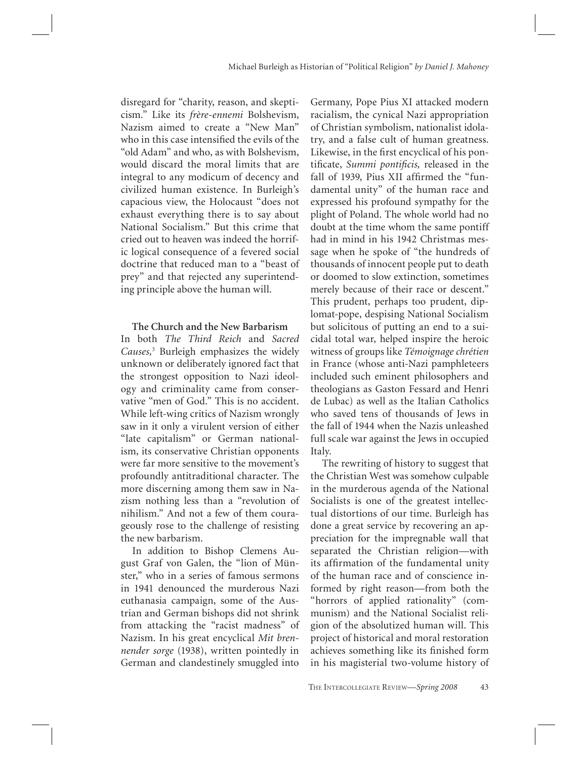disregard for "charity, reason, and skepticism." Like its *frère-ennemi* Bolshevism, Nazism aimed to create a "New Man" who in this case intensified the evils of the "old Adam" and who, as with Bolshevism, would discard the moral limits that are integral to any modicum of decency and civilized human existence. In Burleigh's capacious view, the Holocaust "does not exhaust everything there is to say about National Socialism." But this crime that cried out to heaven was indeed the horrific logical consequence of a fevered social doctrine that reduced man to a "beast of prey" and that rejected any superintending principle above the human will.

### The Church and the New Barbarism

In both *The Third Reich* and *Sacred Causes,*[3] Burleigh emphasizes the widely unknown or deliberately ignored fact that the strongest opposition to Nazi ideology and criminality came from conservative "men of God." This is no accident. While left-wing critics of Nazism wrongly saw in it only a virulent version of either "late capitalism" or German nationalism, its conservative Christian opponents were far more sensitive to the movement's profoundly antitraditional character. The more discerning among them saw in Nazism nothing less than a "revolution of nihilism." And not a few of them courageously rose to the challenge of resisting the new barbarism.

In addition to Bishop Clemens August Graf von Galen, the "lion of Münster," who in a series of famous sermons in 1941 denounced the murderous Nazi euthanasia campaign, some of the Austrian and German bishops did not shrink from attacking the "racist madness" of Nazism. In his great encyclical *Mit brennender sorge* (1938), written pointedly in German and clandestinely smuggled into Germany, Pope Pius XI attacked modern racialism, the cynical Nazi appropriation of Christian symbolism, nationalist idolatry, and a false cult of human greatness. Likewise, in the first encyclical of his pontificate, *Summi pontificis,* released in the fall of 1939, Pius XII affirmed the "fundamental unity" of the human race and expressed his profound sympathy for the plight of Poland. The whole world had no doubt at the time whom the same pontiff had in mind in his 1942 Christmas message when he spoke of "the hundreds of thousands of innocent people put to death or doomed to slow extinction, sometimes merely because of their race or descent." This prudent, perhaps too prudent, diplomat-pope, despising National Socialism but solicitous of putting an end to a suicidal total war, helped inspire the heroic witness of groups like *Témoignage chrétien* in France (whose anti-Nazi pamphleteers included such eminent philosophers and theologians as Gaston Fessard and Henri de Lubac) as well as the Italian Catholics who saved tens of thousands of Jews in the fall of 1944 when the Nazis unleashed full scale war against the Jews in occupied Italy.

The rewriting of history to suggest that the Christian West was somehow culpable in the murderous agenda of the National Socialists is one of the greatest intellectual distortions of our time. Burleigh has done a great service by recovering an appreciation for the impregnable wall that separated the Christian religion—with its affirmation of the fundamental unity of the human race and of conscience informed by right reason—from both the "horrors of applied rationality" (communism) and the National Socialist religion of the absolutized human will. This project of historical and moral restoration achieves something like its finished form in his magisterial two-volume history of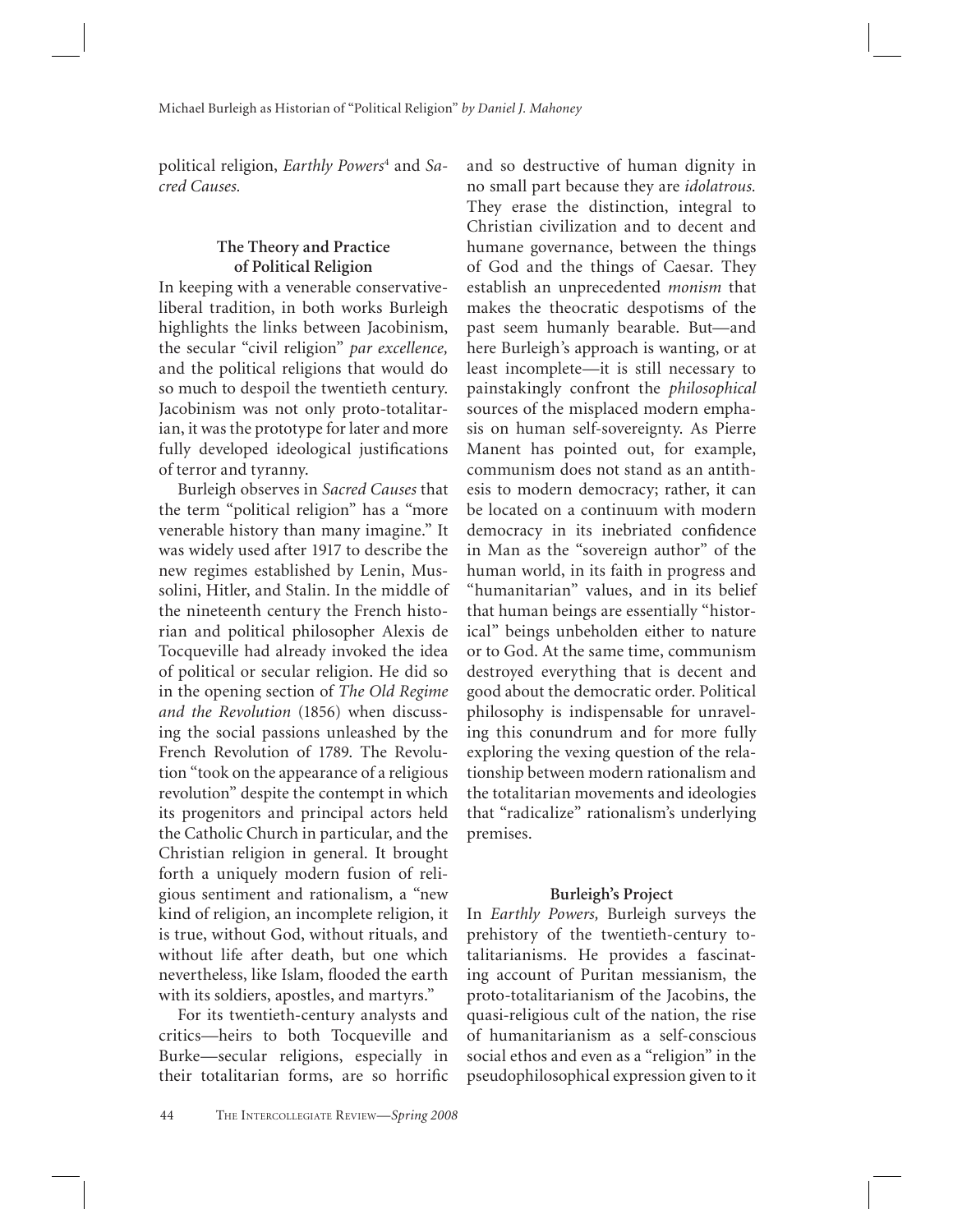political religion, *Earthly Powers*[4] and *Sacred Causes.*

### The Theory and Practice of Political Religion

In keeping with a venerable conservative-liberal tradition, in both works Burleigh highlights the links between Jacobinism, the secular "civil religion" *par excellence,* and the political religions that would do so much to despoil the twentieth century. Jacobinism was not only proto-totalitarian, it was the prototype for later and more fully developed ideological justifications of terror and tyranny.

Burleigh observes in *Sacred Causes* that the term "political religion" has a "more venerable history than many imagine." It was widely used after 1917 to describe the new regimes established by Lenin, Mussolini, Hitler, and Stalin. In the middle of the nineteenth century the French historian and political philosopher Alexis de Tocqueville had already invoked the idea of political or secular religion. He did so in the opening section of *The Old Regime and the Revolution* (1856) when discussing the social passions unleashed by the French Revolution of 1789. The Revolution "took on the appearance of a religious revolution" despite the contempt in which its progenitors and principal actors held the Catholic Church in particular, and the Christian religion in general. It brought forth a uniquely modern fusion of religious sentiment and rationalism, a "new kind of religion, an incomplete religion, it is true, without God, without rituals, and without life after death, but one which nevertheless, like Islam, flooded the earth with its soldiers, apostles, and martyrs."

For its twentieth-century analysts and critics—heirs to both Tocqueville and Burke—secular religions, especially in their totalitarian forms, are so horrific and so destructive of human dignity in no small part because they are *idolatrous.* They erase the distinction, integral to Christian civilization and to decent and humane governance, between the things of God and the things of Caesar. They establish an unprecedented *monism* that makes the theocratic despotisms of the past seem humanly bearable. But—and here Burleigh's approach is wanting, or at least incomplete—it is still necessary to painstakingly confront the *philosophical* sources of the misplaced modern emphasis on human self-sovereignty. As Pierre Manent has pointed out, for example, communism does not stand as an antithesis to modern democracy; rather, it can be located on a continuum with modern democracy in its inebriated confidence in Man as the "sovereign author" of the human world, in its faith in progress and "humanitarian" values, and in its belief that human beings are essentially "historical" beings unbeholden either to nature or to God. At the same time, communism destroyed everything that is decent and good about the democratic order. Political philosophy is indispensable for unraveling this conundrum and for more fully exploring the vexing question of the relationship between modern rationalism and the totalitarian movements and ideologies that "radicalize" rationalism's underlying premises.

### Burleigh's Project

In *Earthly Powers,* Burleigh surveys the prehistory of the twentieth-century totalitarianisms. He provides a fascinating account of Puritan messianism, the proto-totalitarianism of the Jacobins, the quasi-religious cult of the nation, the rise of humanitarianism as a self-conscious social ethos and even as a "religion" in the pseudophilosophical expression given to it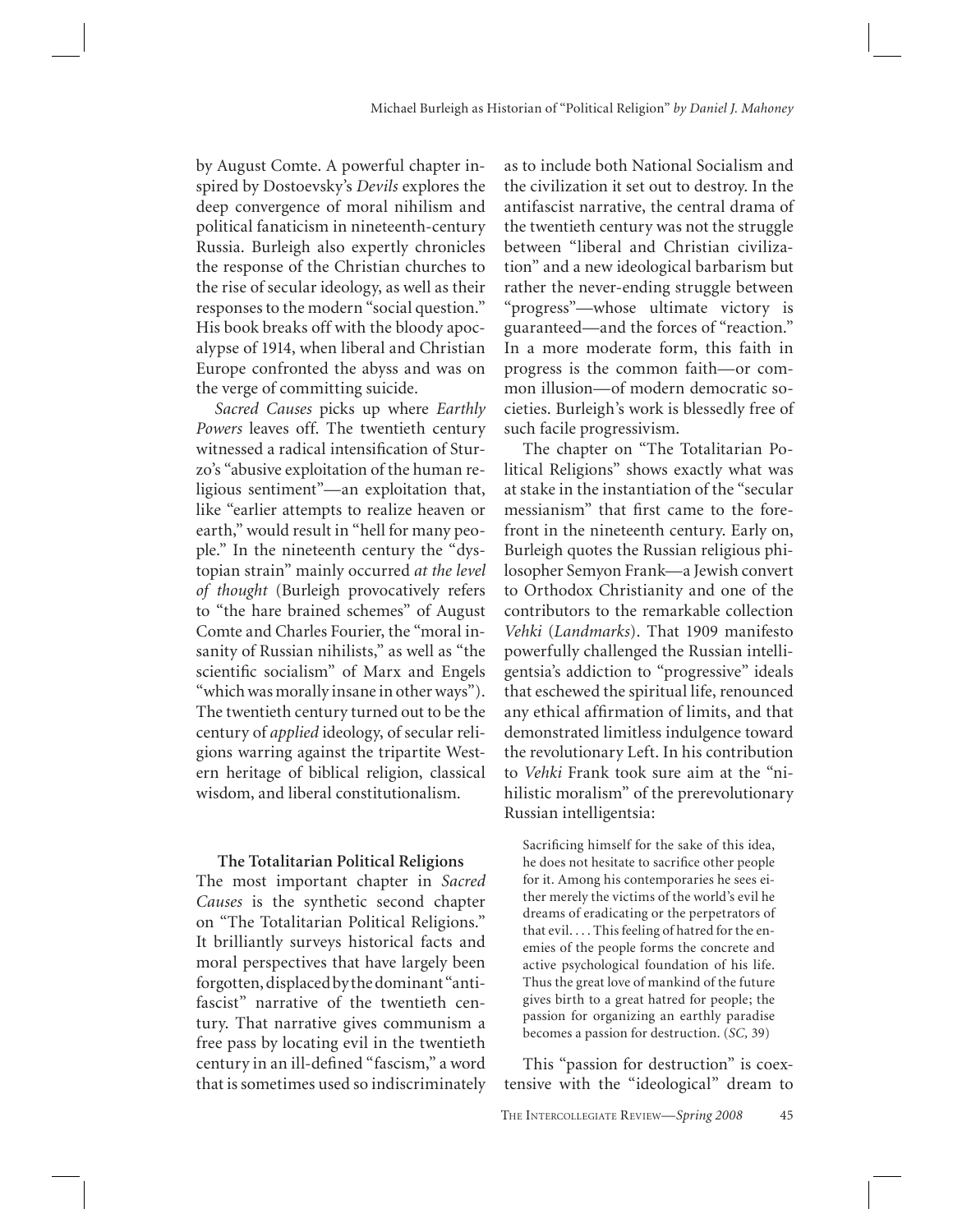by August Comte. A powerful chapter inspired by Dostoevsky's *Devils* explores the deep convergence of moral nihilism and political fanaticism in nineteenth-century Russia. Burleigh also expertly chronicles the response of the Christian churches to the rise of secular ideology, as well as their responses to the modern "social question." His book breaks off with the bloody apocalypse of 1914, when liberal and Christian Europe confronted the abyss and was on the verge of committing suicide.

*Sacred Causes* picks up where *Earthly Powers* leaves off. The twentieth century witnessed a radical intensification of Sturzo's "abusive exploitation of the human religious sentiment"—an exploitation that, like "earlier attempts to realize heaven or earth," would result in "hell for many people." In the nineteenth century the "dystopian strain" mainly occurred *at the level of thought* (Burleigh provocatively refers to "the hare brained schemes" of August Comte and Charles Fourier, the "moral insanity of Russian nihilists," as well as "the scientific socialism" of Marx and Engels "which was morally insane in other ways"). The twentieth century turned out to be the century of *applied* ideology, of secular religions warring against the tripartite Western heritage of biblical religion, classical wisdom, and liberal constitutionalism.

**The Totalitarian Political Religions**

The most important chapter in *Sacred Causes* is the synthetic second chapter on "The Totalitarian Political Religions." It brilliantly surveys historical facts and moral perspectives that have largely been forgotten, displaced by the dominant "antifascist" narrative of the twentieth century. That narrative gives communism a free pass by locating evil in the twentieth century in an ill-defined "fascism," a word that is sometimes used so indiscriminately as to include both National Socialism and the civilization it set out to destroy. In the antifascist narrative, the central drama of the twentieth century was not the struggle between "liberal and Christian civilization" and a new ideological barbarism but rather the never-ending struggle between "progress"—whose ultimate victory is guaranteed—and the forces of "reaction." In a more moderate form, this faith in progress is the common faith—or common illusion—of modern democratic societies. Burleigh's work is blessedly free of such facile progressivism.

The chapter on "The Totalitarian Political Religions" shows exactly what was at stake in the instantiation of the "secular messianism" that first came to the forefront in the nineteenth century. Early on, Burleigh quotes the Russian religious philosopher Semyon Frank—a Jewish convert to Orthodox Christianity and one of the contributors to the remarkable collection *Vehki* (*Landmarks*). That 1909 manifesto powerfully challenged the Russian intelligentsia's addiction to "progressive" ideals that eschewed the spiritual life, renounced any ethical affirmation of limits, and that demonstrated limitless indulgence toward the revolutionary Left. In his contribution to *Vehki* Frank took sure aim at the "nihilistic moralism" of the prerevolutionary Russian intelligentsia:

> Sacrificing himself for the sake of this idea, he does not hesitate to sacrifice other people for it. Among his contemporaries he sees either merely the victims of the world's evil he dreams of eradicating or the perpetrators of that evil. . . . This feeling of hatred for the enemies of the people forms the concrete and active psychological foundation of his life. Thus the great love of mankind of the future gives birth to a great hatred for people; the passion for organizing an earthly paradise becomes a passion for destruction. (*SC,* 39)

This "passion for destruction" is coextensive with the "ideological" dream to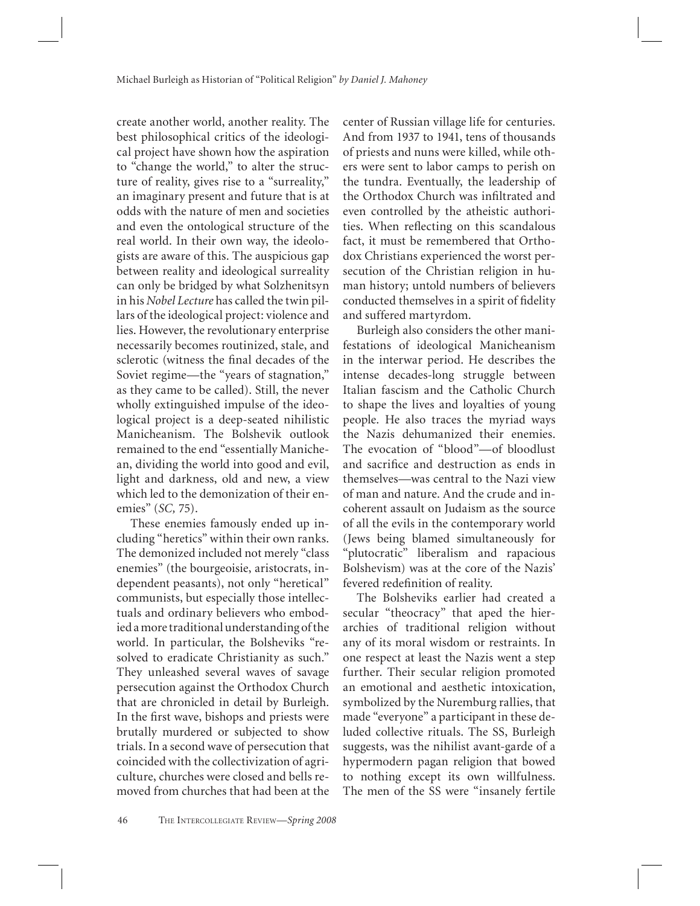create another world, another reality. The best philosophical critics of the ideological project have shown how the aspiration to "change the world," to alter the structure of reality, gives rise to a "surreality," an imaginary present and future that is at odds with the nature of men and societies and even the ontological structure of the real world. In their own way, the ideologists are aware of this. The auspicious gap between reality and ideological surreality can only be bridged by what Solzhenitsyn in his *Nobel Lecture* has called the twin pillars of the ideological project: violence and lies. However, the revolutionary enterprise necessarily becomes routinized, stale, and sclerotic (witness the final decades of the Soviet regime—the "years of stagnation," as they came to be called). Still, the never wholly extinguished impulse of the ideological project is a deep-seated nihilistic Manicheanism. The Bolshevik outlook remained to the end "essentially Manichean, dividing the world into good and evil, light and darkness, old and new, a view which led to the demonization of their enemies" (*SC,* 75).

These enemies famously ended up including "heretics" within their own ranks. The demonized included not merely "class enemies" (the bourgeoisie, aristocrats, independent peasants), not only "heretical" communists, but especially those intellectuals and ordinary believers who embodied a more traditional understanding of the world. In particular, the Bolsheviks "resolved to eradicate Christianity as such." They unleashed several waves of savage persecution against the Orthodox Church that are chronicled in detail by Burleigh. In the first wave, bishops and priests were brutally murdered or subjected to show trials. In a second wave of persecution that coincided with the collectivization of agriculture, churches were closed and bells removed from churches that had been at the center of Russian village life for centuries. And from 1937 to 1941, tens of thousands of priests and nuns were killed, while others were sent to labor camps to perish on the tundra. Eventually, the leadership of the Orthodox Church was infiltrated and even controlled by the atheistic authorities. When reflecting on this scandalous fact, it must be remembered that Orthodox Christians experienced the worst persecution of the Christian religion in human history; untold numbers of believers conducted themselves in a spirit of fidelity and suffered martyrdom.

Burleigh also considers the other manifestations of ideological Manicheanism in the interwar period. He describes the intense decades-long struggle between Italian fascism and the Catholic Church to shape the lives and loyalties of young people. He also traces the myriad ways the Nazis dehumanized their enemies. The evocation of "blood"—of bloodlust and sacrifice and destruction as ends in themselves—was central to the Nazi view of man and nature. And the crude and incoherent assault on Judaism as the source of all the evils in the contemporary world (Jews being blamed simultaneously for "plutocratic" liberalism and rapacious Bolshevism) was at the core of the Nazis' fevered redefinition of reality.

The Bolsheviks earlier had created a secular "theocracy" that aped the hierarchies of traditional religion without any of its moral wisdom or restraints. In one respect at least the Nazis went a step further. Their secular religion promoted an emotional and aesthetic intoxication, symbolized by the Nuremburg rallies, that made "everyone" a participant in these deluded collective rituals. The SS, Burleigh suggests, was the nihilist avant-garde of a hypermodern pagan religion that bowed to nothing except its own willfulness. The men of the SS were "insanely fertile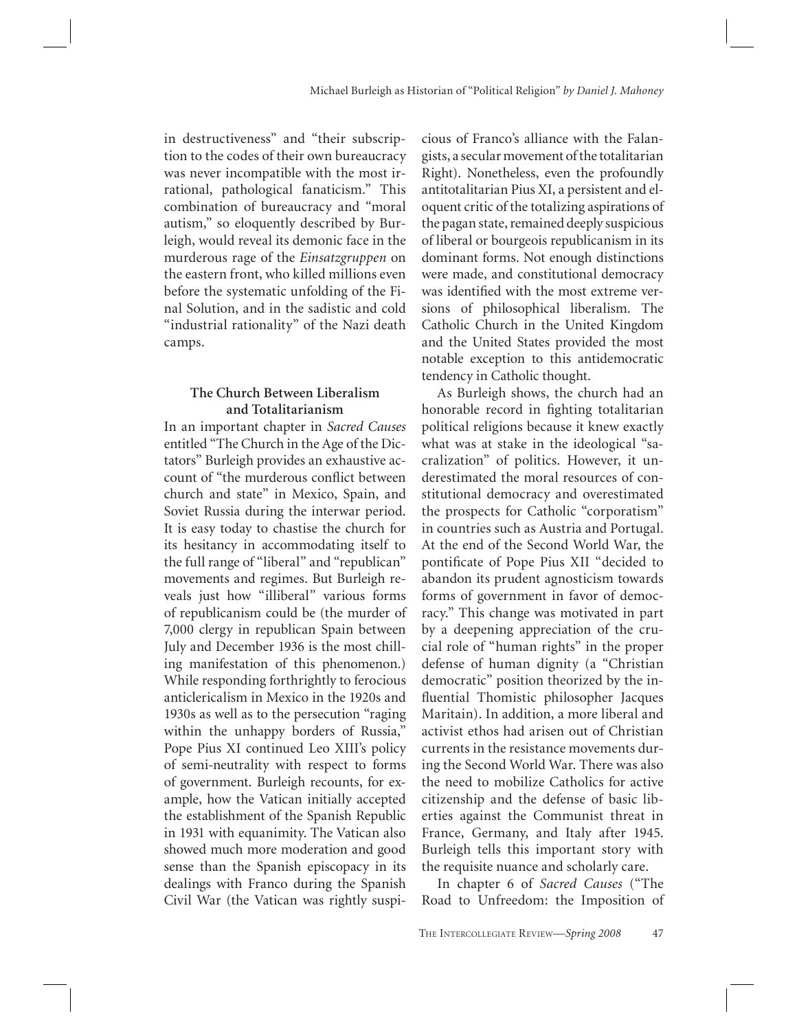in destructiveness" and "their subscription to the codes of their own bureaucracy was never incompatible with the most irrational, pathological fanaticism." This combination of bureaucracy and "moral autism," so eloquently described by Burleigh, would reveal its demonic face in the murderous rage of the *Einsatzgruppen* on the eastern front, who killed millions even before the systematic unfolding of the Final Solution, and in the sadistic and cold "industrial rationality" of the Nazi death camps.

## The Church Between Liberalism and Totalitarianism

In an important chapter in *Sacred Causes* entitled "The Church in the Age of the Dictators" Burleigh provides an exhaustive account of "the murderous conflict between church and state" in Mexico, Spain, and Soviet Russia during the interwar period. It is easy today to chastise the church for its hesitancy in accommodating itself to the full range of "liberal" and "republican" movements and regimes. But Burleigh reveals just how "illiberal" various forms of republicanism could be (the murder of 7,000 clergy in republican Spain between July and December 1936 is the most chilling manifestation of this phenomenon.) While responding forthrightly to ferocious anticlericalism in Mexico in the 1920s and 1930s as well as to the persecution "raging within the unhappy borders of Russia," Pope Pius XI continued Leo XIII's policy of semi-neutrality with respect to forms of government. Burleigh recounts, for example, how the Vatican initially accepted the establishment of the Spanish Republic in 1931 with equanimity. The Vatican also showed much more moderation and good sense than the Spanish episcopacy in its dealings with Franco during the Spanish Civil War (the Vatican was rightly suspicious of Franco's alliance with the Falangists, a secular movement of the totalitarian Right). Nonetheless, even the profoundly antitotalitarian Pius XI, a persistent and eloquent critic of the totalizing aspirations of the pagan state, remained deeply suspicious of liberal or bourgeois republicanism in its dominant forms. Not enough distinctions were made, and constitutional democracy was identified with the most extreme versions of philosophical liberalism. The Catholic Church in the United Kingdom and the United States provided the most notable exception to this antidemocratic tendency in Catholic thought.

As Burleigh shows, the church had an honorable record in fighting totalitarian political religions because it knew exactly what was at stake in the ideological "sacralization" of politics. However, it underestimated the moral resources of constitutional democracy and overestimated the prospects for Catholic "corporatism" in countries such as Austria and Portugal. At the end of the Second World War, the pontificate of Pope Pius XII "decided to abandon its prudent agnosticism towards forms of government in favor of democracy." This change was motivated in part by a deepening appreciation of the crucial role of "human rights" in the proper defense of human dignity (a "Christian democratic" position theorized by the influential Thomistic philosopher Jacques Maritain). In addition, a more liberal and activist ethos had arisen out of Christian currents in the resistance movements during the Second World War. There was also the need to mobilize Catholics for active citizenship and the defense of basic liberties against the Communist threat in France, Germany, and Italy after 1945. Burleigh tells this important story with the requisite nuance and scholarly care.

In chapter 6 of *Sacred Causes* ("The Road to Unfreedom: the Imposition of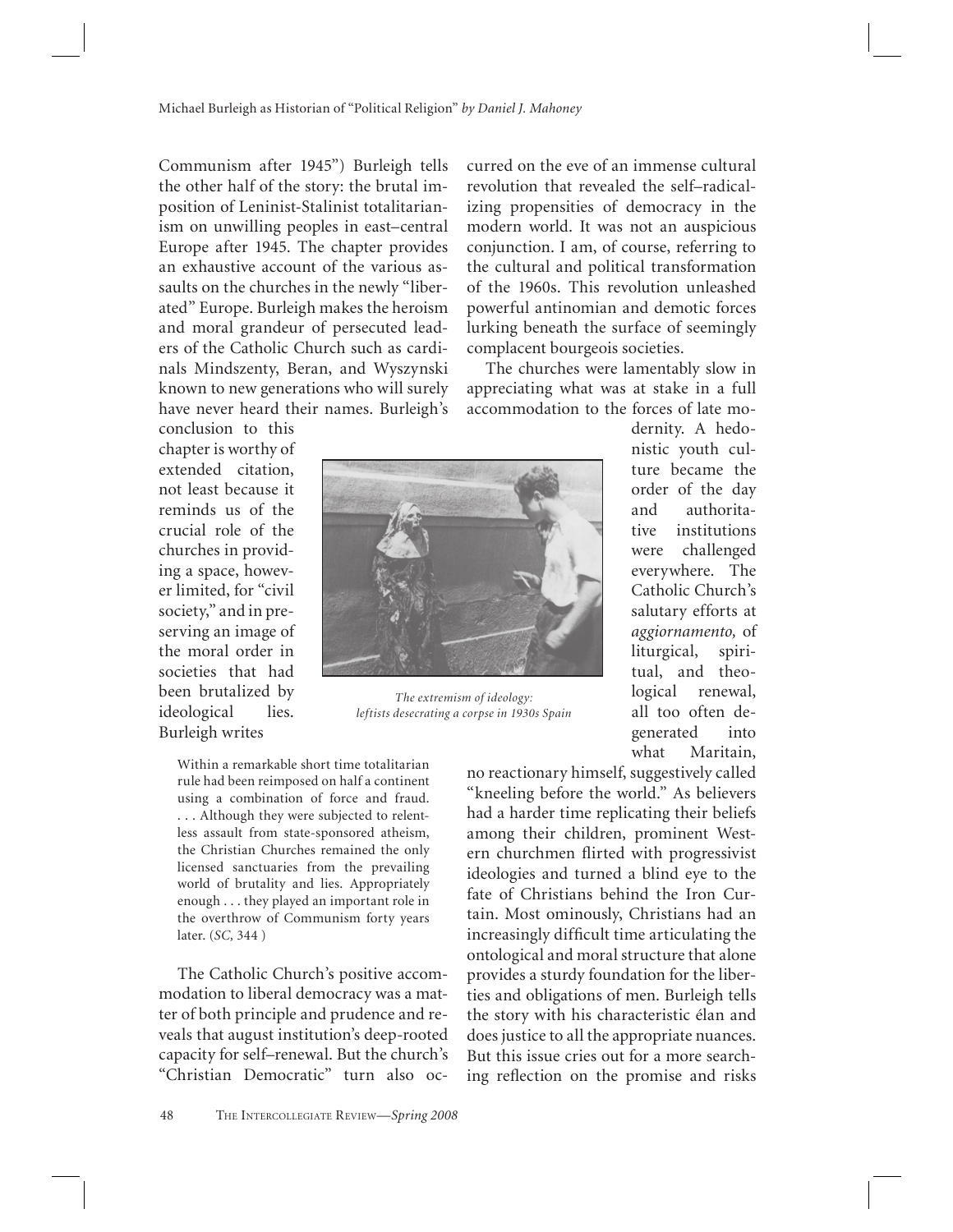Communism after 1945") Burleigh tells the other half of the story: the brutal imposition of Leninist-Stalinist totalitarianism on unwilling peoples in east–central Europe after 1945. The chapter provides an exhaustive account of the various assaults on the churches in the newly "liberated" Europe. Burleigh makes the heroism and moral grandeur of persecuted leaders of the Catholic Church such as cardinals Mindszenty, Beran, and Wyszynski known to new generations who will surely have never heard their names. Burleigh's conclusion to this chapter is worthy of extended citation, not least because it reminds us of the crucial role of the churches in providing a space, however limited, for "civil society," and in preserving an image of the moral order in societies that had been brutalized by ideological lies. Burleigh writes

> Within a remarkable short time totalitarian rule had been reimposed on half a continent using a combination of force and fraud. . . . Although they were subjected to relentless assault from state-sponsored atheism, the Christian Churches remained the only licensed sanctuaries from the prevailing world of brutality and lies. Appropriately enough . . . they played an important role in the overthrow of Communism forty years later. (*SC,* 344 )

*The extremism of ideology: leftists desecrating a corpse in 1930s Spain*

The Catholic Church's positive accommodation to liberal democracy was a matter of both principle and prudence and reveals that august institution's deep-rooted capacity for self–renewal. But the church's "Christian Democratic" turn also occurred on the eve of an immense cultural revolution that revealed the self–radicalizing propensities of democracy in the modern world. It was not an auspicious conjunction. I am, of course, referring to the cultural and political transformation of the 1960s. This revolution unleashed powerful antinomian and demotic forces lurking beneath the surface of seemingly complacent bourgeois societies.

The churches were lamentably slow in appreciating what was at stake in a full accommodation to the forces of late modernity. A hedonistic youth culture became the order of the day and authoritative institutions were challenged everywhere. The Catholic Church's salutary efforts at *aggiornamento,* of liturgical, spiritual, and theological renewal, all too often degenerated into what Maritain, no reactionary himself, suggestively called "kneeling before the world." As believers had a harder time replicating their beliefs among their children, prominent Western churchmen flirted with progressivist ideologies and turned a blind eye to the fate of Christians behind the Iron Curtain. Most ominously, Christians had an increasingly difficult time articulating the ontological and moral structure that alone provides a sturdy foundation for the liberties and obligations of men. Burleigh tells the story with his characteristic élan and does justice to all the appropriate nuances. But this issue cries out for a more searching reflection on the promise and risks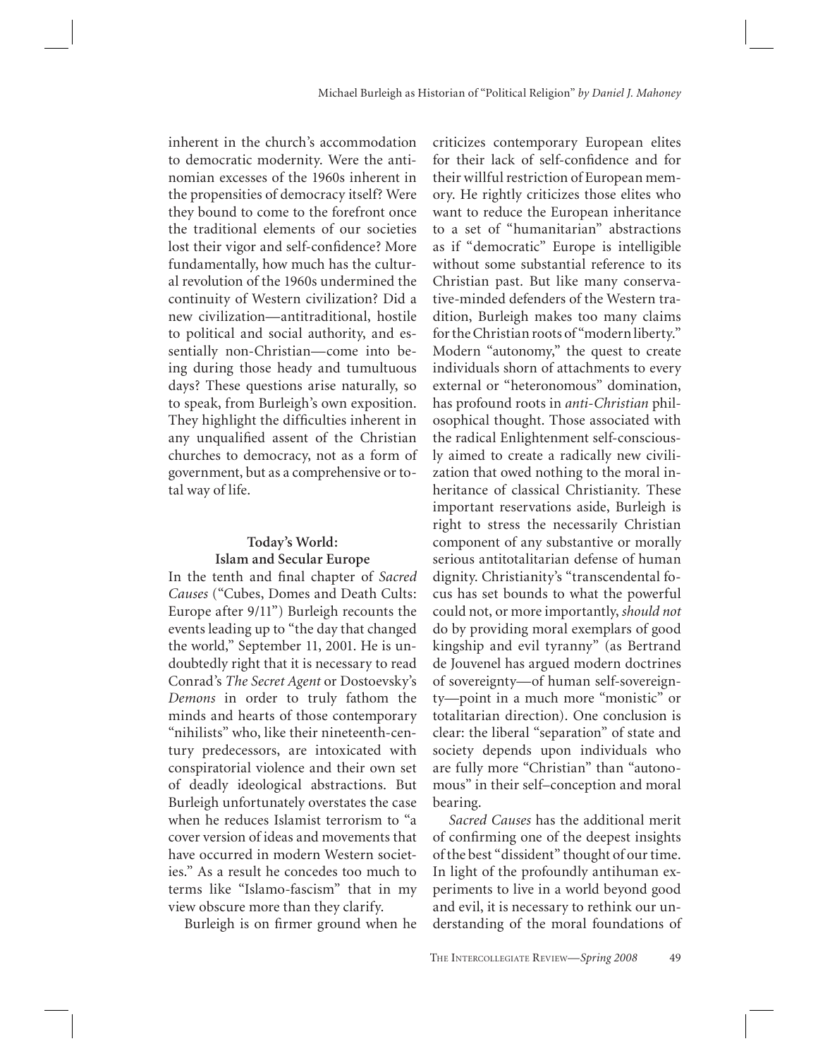inherent in the church's accommodation to democratic modernity. Were the antinomian excesses of the 1960s inherent in the propensities of democracy itself? Were they bound to come to the forefront once the traditional elements of our societies lost their vigor and self-confidence? More fundamentally, how much has the cultural revolution of the 1960s undermined the continuity of Western civilization? Did a new civilization—antitraditional, hostile to political and social authority, and essentially non-Christian—come into being during those heady and tumultuous days? These questions arise naturally, so to speak, from Burleigh's own exposition. They highlight the difficulties inherent in any unqualified assent of the Christian churches to democracy, not as a form of government, but as a comprehensive or total way of life.

## Today's World: Islam and Secular Europe

In the tenth and final chapter of *Sacred Causes* ("Cubes, Domes and Death Cults: Europe after 9/11") Burleigh recounts the events leading up to "the day that changed the world," September 11, 2001. He is undoubtedly right that it is necessary to read Conrad's *The Secret Agent* or Dostoevsky's *Demons* in order to truly fathom the minds and hearts of those contemporary "nihilists" who, like their nineteenth-century predecessors, are intoxicated with conspiratorial violence and their own set of deadly ideological abstractions. But Burleigh unfortunately overstates the case when he reduces Islamist terrorism to "a cover version of ideas and movements that have occurred in modern Western societies." As a result he concedes too much to terms like "Islamo-fascism" that in my view obscure more than they clarify.

Burleigh is on firmer ground when he criticizes contemporary European elites for their lack of self-confidence and for their willful restriction of European memory. He rightly criticizes those elites who want to reduce the European inheritance to a set of "humanitarian" abstractions as if "democratic" Europe is intelligible without some substantial reference to its Christian past. But like many conservative-minded defenders of the Western tradition, Burleigh makes too many claims for the Christian roots of "modern liberty." Modern "autonomy," the quest to create individuals shorn of attachments to every external or "heteronomous" domination, has profound roots in *anti-Christian* philosophical thought. Those associated with the radical Enlightenment self-consciously aimed to create a radically new civilization that owed nothing to the moral inheritance of classical Christianity. These important reservations aside, Burleigh is right to stress the necessarily Christian component of any substantive or morally serious antitotalitarian defense of human dignity. Christianity's "transcendental focus has set bounds to what the powerful could not, or more importantly, *should not* do by providing moral exemplars of good kingship and evil tyranny" (as Bertrand de Jouvenel has argued modern doctrines of sovereignty—of human self-sovereignty—point in a much more "monistic" or totalitarian direction). One conclusion is clear: the liberal "separation" of state and society depends upon individuals who are fully more "Christian" than "autonomous" in their self–conception and moral bearing.

*Sacred Causes* has the additional merit of confirming one of the deepest insights of the best "dissident" thought of our time. In light of the profoundly antihuman experiments to live in a world beyond good and evil, it is necessary to rethink our understanding of the moral foundations of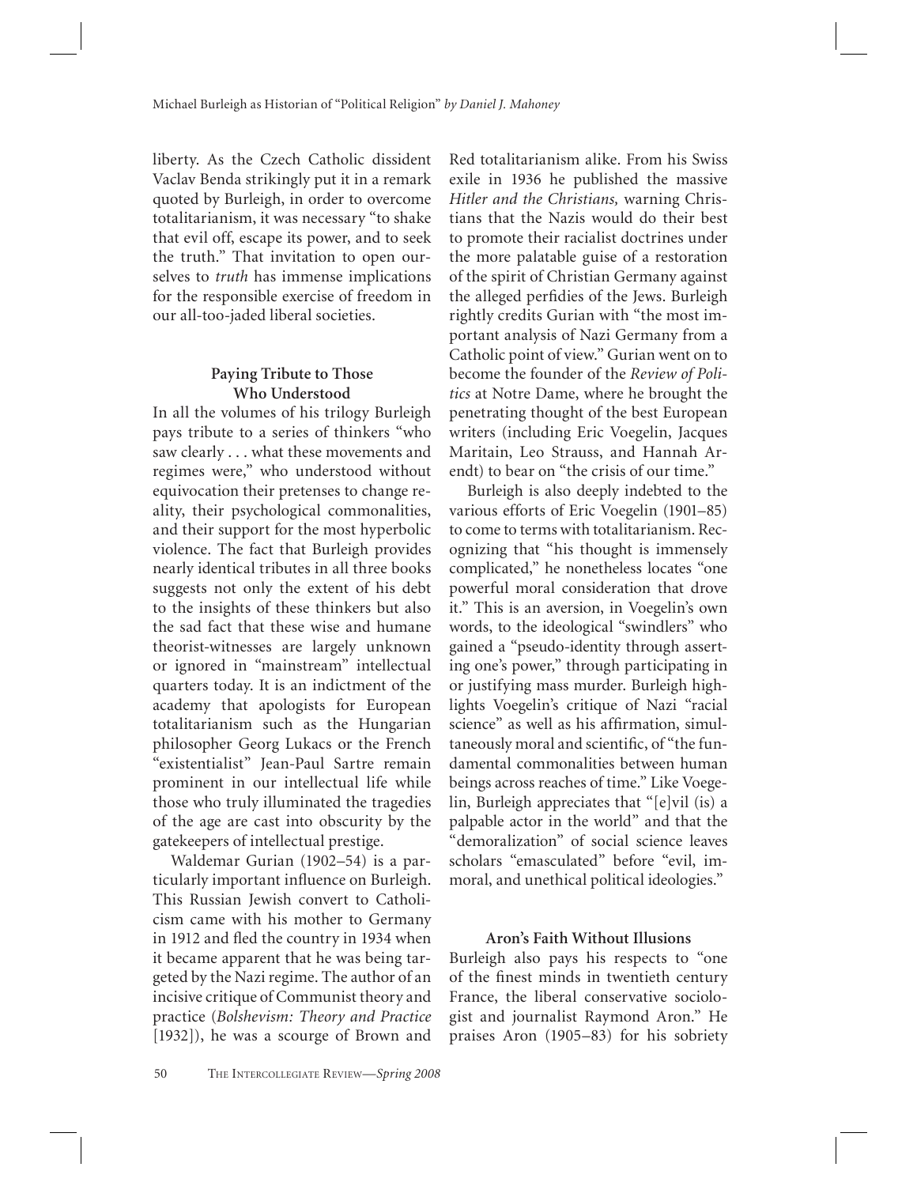liberty. As the Czech Catholic dissident Vaclav Benda strikingly put it in a remark quoted by Burleigh, in order to overcome totalitarianism, it was necessary "to shake that evil off, escape its power, and to seek the truth." That invitation to open ourselves to *truth* has immense implications for the responsible exercise of freedom in our all-too-jaded liberal societies.

### Paying Tribute to Those Who Understood

In all the volumes of his trilogy Burleigh pays tribute to a series of thinkers "who saw clearly . . . what these movements and regimes were," who understood without equivocation their pretenses to change reality, their psychological commonalities, and their support for the most hyperbolic violence. The fact that Burleigh provides nearly identical tributes in all three books suggests not only the extent of his debt to the insights of these thinkers but also the sad fact that these wise and humane theorist-witnesses are largely unknown or ignored in "mainstream" intellectual quarters today. It is an indictment of the academy that apologists for European totalitarianism such as the Hungarian philosopher Georg Lukacs or the French "existentialist" Jean-Paul Sartre remain prominent in our intellectual life while those who truly illuminated the tragedies of the age are cast into obscurity by the gatekeepers of intellectual prestige.

Waldemar Gurian (1902–54) is a particularly important influence on Burleigh. This Russian Jewish convert to Catholicism came with his mother to Germany in 1912 and fled the country in 1934 when it became apparent that he was being targeted by the Nazi regime. The author of an incisive critique of Communist theory and practice (*Bolshevism: Theory and Practice* [1932]), he was a scourge of Brown and Red totalitarianism alike. From his Swiss exile in 1936 he published the massive *Hitler and the Christians,* warning Christians that the Nazis would do their best to promote their racialist doctrines under the more palatable guise of a restoration of the spirit of Christian Germany against the alleged perfidies of the Jews. Burleigh rightly credits Gurian with "the most important analysis of Nazi Germany from a Catholic point of view." Gurian went on to become the founder of the *Review of Politics* at Notre Dame, where he brought the penetrating thought of the best European writers (including Eric Voegelin, Jacques Maritain, Leo Strauss, and Hannah Arendt) to bear on "the crisis of our time."

Burleigh is also deeply indebted to the various efforts of Eric Voegelin (1901–85) to come to terms with totalitarianism. Recognizing that "his thought is immensely complicated," he nonetheless locates "one powerful moral consideration that drove it." This is an aversion, in Voegelin's own words, to the ideological "swindlers" who gained a "pseudo-identity through asserting one's power," through participating in or justifying mass murder. Burleigh highlights Voegelin's critique of Nazi "racial science" as well as his affirmation, simultaneously moral and scientific, of "the fundamental commonalities between human beings across reaches of time." Like Voegelin, Burleigh appreciates that "[e]vil (is) a palpable actor in the world" and that the "demoralization" of social science leaves scholars "emasculated" before "evil, immoral, and unethical political ideologies."

### Aron's Faith Without Illusions

Burleigh also pays his respects to "one of the finest minds in twentieth century France, the liberal conservative sociologist and journalist Raymond Aron." He praises Aron (1905–83) for his sobriety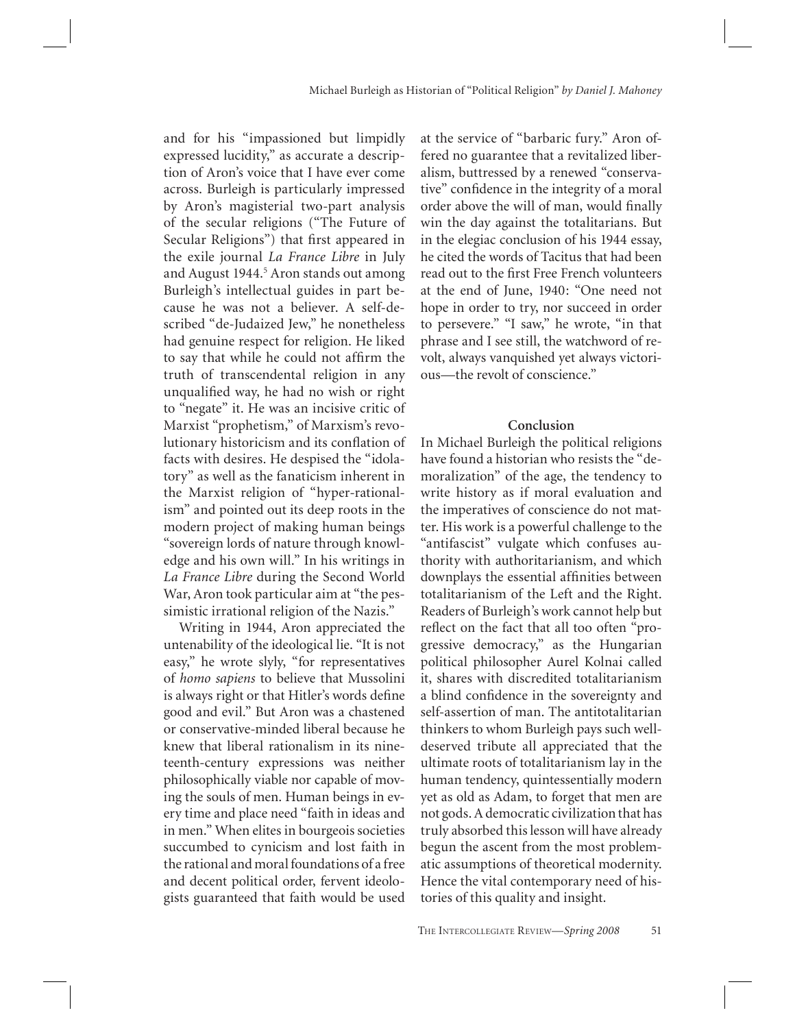and for his "impassioned but limpidly expressed lucidity," as accurate a description of Aron's voice that I have ever come across. Burleigh is particularly impressed by Aron's magisterial two-part analysis of the secular religions ("The Future of Secular Religions") that first appeared in the exile journal *La France Libre* in July and August 1944.[5] Aron stands out among Burleigh's intellectual guides in part because he was not a believer. A self-described "de-Judaized Jew," he nonetheless had genuine respect for religion. He liked to say that while he could not affirm the truth of transcendental religion in any unqualified way, he had no wish or right to "negate" it. He was an incisive critic of Marxist "prophetism," of Marxism's revolutionary historicism and its conflation of facts with desires. He despised the "idolatory" as well as the fanaticism inherent in the Marxist religion of "hyper-rationalism" and pointed out its deep roots in the modern project of making human beings "sovereign lords of nature through knowledge and his own will." In his writings in *La France Libre* during the Second World War, Aron took particular aim at "the pessimistic irrational religion of the Nazis."

Writing in 1944, Aron appreciated the untenability of the ideological lie. "It is not easy," he wrote slyly, "for representatives of *homo sapiens* to believe that Mussolini is always right or that Hitler's words define good and evil." But Aron was a chastened or conservative-minded liberal because he knew that liberal rationalism in its nineteenth-century expressions was neither philosophically viable nor capable of moving the souls of men. Human beings in every time and place need "faith in ideas and in men." When elites in bourgeois societies succumbed to cynicism and lost faith in the rational and moral foundations of a free and decent political order, fervent ideologists guaranteed that faith would be used at the service of "barbaric fury." Aron offered no guarantee that a revitalized liberalism, buttressed by a renewed "conservative" confidence in the integrity of a moral order above the will of man, would finally win the day against the totalitarians. But in the elegiac conclusion of his 1944 essay, he cited the words of Tacitus that had been read out to the first Free French volunteers at the end of June, 1940: "One need not hope in order to try, nor succeed in order to persevere." "I saw," he wrote, "in that phrase and I see still, the watchword of revolt, always vanquished yet always victorious—the revolt of conscience."

## Conclusion

In Michael Burleigh the political religions have found a historian who resists the "demoralization" of the age, the tendency to write history as if moral evaluation and the imperatives of conscience do not matter. His work is a powerful challenge to the "antifascist" vulgate which confuses authority with authoritarianism, and which downplays the essential affinities between totalitarianism of the Left and the Right. Readers of Burleigh's work cannot help but reflect on the fact that all too often "progressive democracy," as the Hungarian political philosopher Aurel Kolnai called it, shares with discredited totalitarianism a blind confidence in the sovereignty and self-assertion of man. The antitotalitarian thinkers to whom Burleigh pays such well-deserved tribute all appreciated that the ultimate roots of totalitarianism lay in the human tendency, quintessentially modern yet as old as Adam, to forget that men are not gods. A democratic civilization that has truly absorbed this lesson will have already begun the ascent from the most problematic assumptions of theoretical modernity. Hence the vital contemporary need of histories of this quality and insight.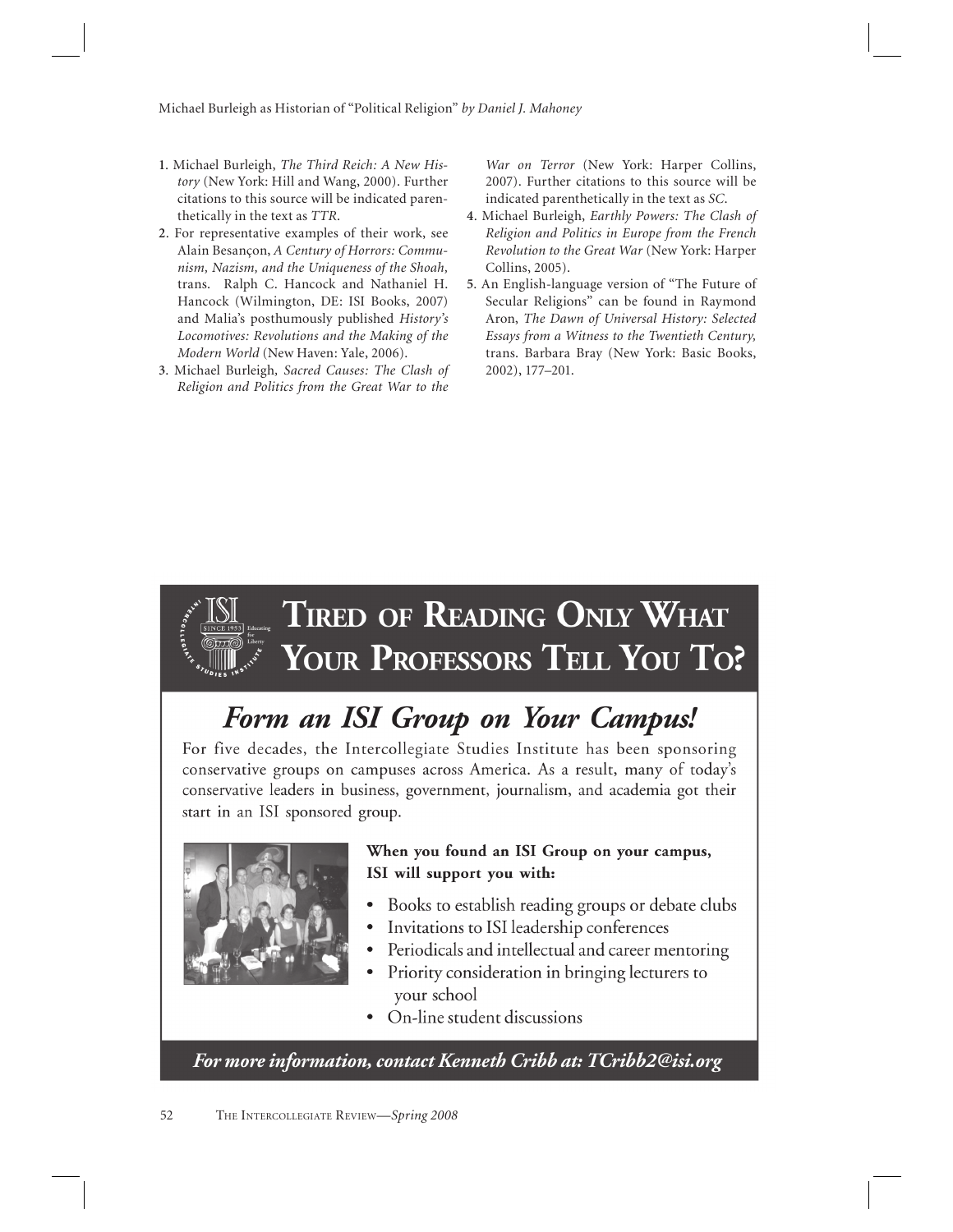1. Michael Burleigh, *The Third Reich: A New History* (New York: Hill and Wang, 2000). Further citations to this source will be indicated parenthetically in the text as *TTR*.
2. For representative examples of their work, see Alain Besançon, *A Century of Horrors: Communism, Nazism, and the Uniqueness of the Shoah,* trans. Ralph C. Hancock and Nathaniel H. Hancock (Wilmington, DE: ISI Books, 2007) and Malia's posthumously published *History's Locomotives: Revolutions and the Making of the Modern World* (New Haven: Yale, 2006).
3. Michael Burleigh, *Sacred Causes: The Clash of Religion and Politics from the Great War to the War on Terror* (New York: Harper Collins, 2007). Further citations to this source will be indicated parenthetically in the text as *SC*.
4. Michael Burleigh, *Earthly Powers: The Clash of Religion and Politics in Europe from the French Revolution to the Great War* (New York: Harper Collins, 2005).
5. An English-language version of "The Future of Secular Religions" can be found in Raymond Aron, *The Dawn of Universal History: Selected Essays from a Witness to the Twentieth Century,* trans. Barbara Bray (New York: Basic Books, 2002), 177–201.

# Tired of Reading Only What Your Professors Tell You To?

## *Form an ISI Group on Your Campus!*

For five decades, the Intercollegiate Studies Institute has been sponsoring conservative groups on campuses across America. As a result, many of today's conservative leaders in business, government, journalism, and academia got their start in an ISI sponsored group.

**When you found an ISI Group on your campus, ISI will support you with:**

- Books to establish reading groups or debate clubs
- Invitations to ISI leadership conferences
- Periodicals and intellectual and career mentoring
- Priority consideration in bringing lecturers to your school
- On-line student discussions

***For more information, contact Kenneth Cribb at: TCribb2@isi.org***